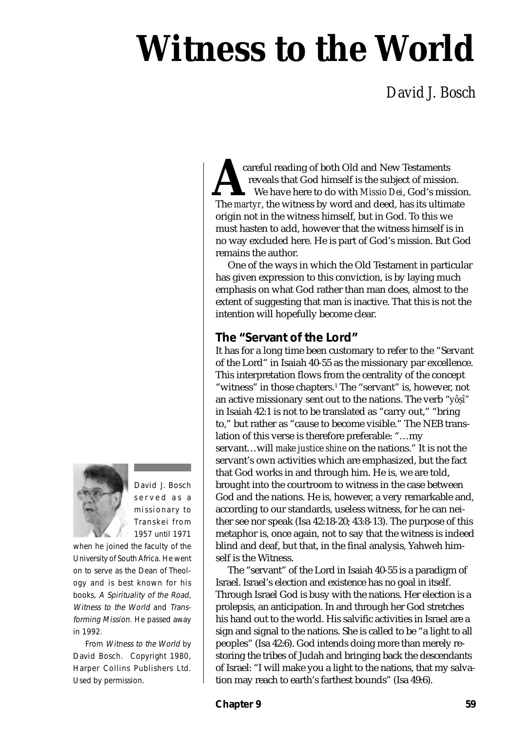# Witness to the World

David J. Bosch

A careful reading of both Old and New Testaments reveals that God himself is the subject of mission. We have here to do with *Missio Dei*, God's mission. The *martyr*, the witness by word and deed, has its ultimate origin not in the witness himself, but in God. To this we must hasten to add, however that the witness himself is in no way excluded here. He is part of God's mission. But God remains the author.

One of the ways in which the Old Testament in particular has given expression to this conviction, is by laying much emphasis on what God rather than man does, almost to the extent of suggesting that man is inactive. That this is not the intention will hopefully become clear.

## The "Servant of the Lord"

It has for a long time been customary to refer to the "Servant of the Lord" in Isaiah 40-55 as the missionary par excellence. This interpretation flows from the centrality of the concept "witness" in those chapters.[1] The "servant" is, however, not an active missionary sent out to the nations. The verb "*yôṣî*" in Isaiah 42:1 is not to be translated as "carry out," "bring to," but rather as "cause to become visible." The NEB translation of this verse is therefore preferable: "…my servant…will *make justice shine* on the nations." It is not the servant's own activities which are emphasized, but the fact that God works in and through him. He is, we are told, brought into the courtroom to witness in the case between God and the nations. He is, however, a very remarkable and, according to our standards, useless witness, for he can neither see nor speak (Isa 42:18-20; 43:8-13). The purpose of this metaphor is, once again, not to say that the witness is indeed blind and deaf, but that, in the final analysis, Yahweh himself is the Witness.

The "servant" of the Lord in Isaiah 40-55 is a paradigm of Israel. Israel's election and existence has no goal in itself. Through Israel God is busy with the nations. Her election is a prolepsis, an anticipation. In and through her God stretches his hand out to the world. His salvific activities in Israel are a sign and signal to the nations. She is called to be "a light to all peoples" (Isa 42:6). God intends doing more than merely restoring the tribes of Judah and bringing back the descendants of Israel: "I will make you a light to the nations, that my salvation may reach to earth's farthest bounds" (Isa 49:6).

David J. Bosch served as a missionary to Transkei from 1957 until 1971 when he joined the faculty of the University of South Africa. He went on to serve as the Dean of Theology and is best known for his books, *A Spirituality of the Road*, *Witness to the World* and *Transforming Mission*. He passed away in 1992.

From *Witness to the World* by David Bosch. Copyright 1980, Harper Collins Publishers Ltd. Used by permission.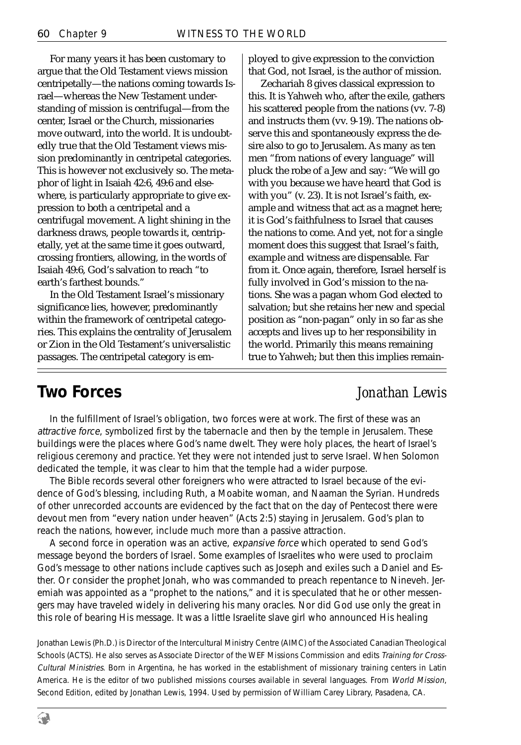For many years it has been customary to argue that the Old Testament views mission centripetally—the nations coming towards Israel—whereas the New Testament understanding of mission is centrifugal—from the center, Israel or the Church, missionaries move outward, into the world. It is undoubtedly true that the Old Testament views mission predominantly in centripetal categories. This is however not exclusively so. The metaphor of light in Isaiah 42:6, 49:6 and elsewhere, is particularly appropriate to give expression to both a centripetal and a centrifugal movement. A light shining in the darkness draws, people towards it, centripetally, yet at the same time it goes outward, crossing frontiers, allowing, in the words of Isaiah 49:6, God's salvation to reach "to earth's farthest bounds."

In the Old Testament Israel's missionary significance lies, however, predominantly within the framework of centripetal categories. This explains the centrality of Jerusalem or Zion in the Old Testament's universalistic passages. The centripetal category is employed to give expression to the conviction that God, not Israel, is the author of mission.

Zechariah 8 gives classical expression to this. It is Yahweh who, after the exile, gathers his scattered people from the nations (vv. 7-8) and instructs them (vv. 9-19). The nations observe this and spontaneously express the desire also to go to Jerusalem. As many as ten men "from nations of every language" will pluck the robe of a Jew and say: "We will go with you because we have heard that God is with you" (v. 23). It is not Israel's faith, example and witness that act as a magnet here; it is God's faithfulness to Israel that causes the nations to come. And yet, not for a single moment does this suggest that Israel's faith, example and witness are dispensable. Far from it. Once again, therefore, Israel herself is fully involved in God's mission to the nations. She was a pagan whom God elected to salvation; but she retains her new and special position as "non-pagan" only in so far as she accepts and lives up to her responsibility in the world. Primarily this means remaining true to Yahweh; but then this implies remain-

## Two Forces

*Jonathan Lewis*

In the fulfillment of Israel's obligation, two forces were at work. The first of these was an *attractive force*, symbolized first by the tabernacle and then by the temple in Jerusalem. These buildings were the places where God's name dwelt. They were holy places, the heart of Israel's religious ceremony and practice. Yet they were not intended just to serve Israel. When Solomon dedicated the temple, it was clear to him that the temple had a wider purpose.

The Bible records several other foreigners who were attracted to Israel because of the evidence of God's blessing, including Ruth, a Moabite woman, and Naaman the Syrian. Hundreds of other unrecorded accounts are evidenced by the fact that on the day of Pentecost there were devout men from "every nation under heaven" (Acts 2:5) staying in Jerusalem. God's plan to reach the nations, however, include much more than a passive attraction.

A second force in operation was an active, *expansive force* which operated to send God's message beyond the borders of Israel. Some examples of Israelites who were used to proclaim God's message to other nations include captives such as Joseph and exiles such a Daniel and Esther. Or consider the prophet Jonah, who was commanded to preach repentance to Nineveh. Jeremiah was appointed as a "prophet to the nations," and it is speculated that he or other messengers may have traveled widely in delivering his many oracles. Nor did God use only the great in this role of bearing His message. It was a little Israelite slave girl who announced His healing

Jonathan Lewis (Ph.D.) is Director of the Intercultural Ministry Centre (AIMC) of the Associated Canadian Theological Schools (ACTS). He also serves as Associate Director of the WEF Missions Commission and edits *Training for Cross-Cultural Ministries*. Born in Argentina, he has worked in the establishment of missionary training centers in Latin America. He is the editor of two published missions courses available in several languages. From *World Mission*, Second Edition, edited by Jonathan Lewis, 1994. Used by permission of William Carey Library, Pasadena, CA.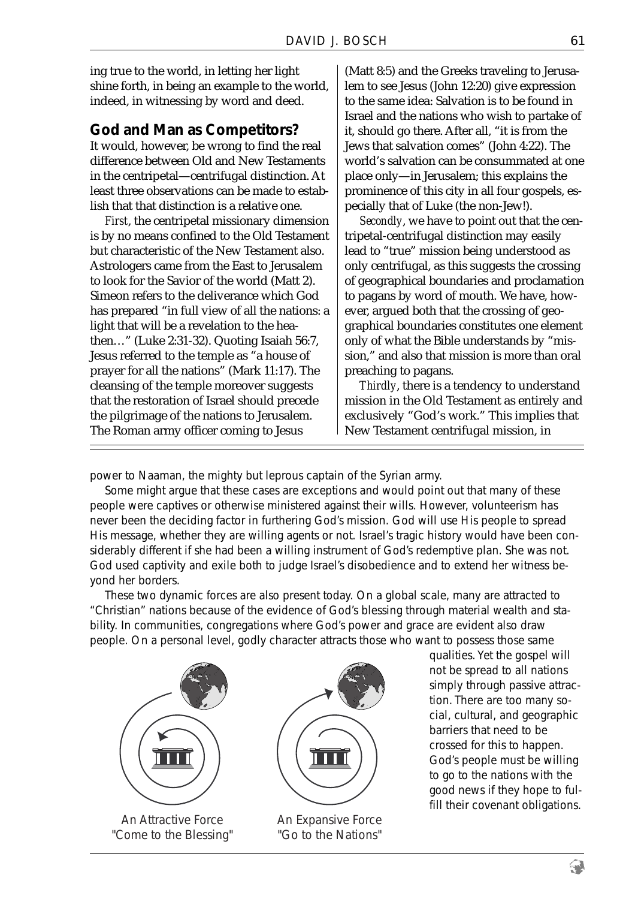ing true to the world, in letting her light shine forth, in being an example to the world, indeed, in witnessing by word and deed.

## God and Man as Competitors?

It would, however, be wrong to find the real difference between Old and New Testaments in the centripetal—centrifugal distinction. At least three observations can be made to establish that that distinction is a relative one.

*First*, the centripetal missionary dimension is by no means confined to the Old Testament but characteristic of the New Testament also. Astrologers came from the East to Jerusalem to look for the Savior of the world (Matt 2). Simeon refers to the deliverance which God has prepared "in full view of all the nations: a light that will be a revelation to the heathen…" (Luke 2:31-32). Quoting Isaiah 56:7, Jesus referred to the temple as "a house of prayer for all the nations" (Mark 11:17). The cleansing of the temple moreover suggests that the restoration of Israel should precede the pilgrimage of the nations to Jerusalem. The Roman army officer coming to Jesus (Matt 8:5) and the Greeks traveling to Jerusalem to see Jesus (John 12:20) give expression to the same idea: Salvation is to be found in Israel and the nations who wish to partake of it, should go there. After all, "it is from the Jews that salvation comes" (John 4:22). The world's salvation can be consummated at one place only—in Jerusalem; this explains the prominence of this city in all four gospels, especially that of Luke (the non-Jew!).

*Secondly*, we have to point out that the centripetal-centrifugal distinction may easily lead to "true" mission being understood as only centrifugal, as this suggests the crossing of geographical boundaries and proclamation to pagans by word of mouth. We have, however, argued both that the crossing of geographical boundaries constitutes one element only of what the Bible understands by "mission," and also that mission is more than oral preaching to pagans.

*Thirdly*, there is a tendency to understand mission in the Old Testament as entirely and exclusively "God's work." This implies that New Testament centrifugal mission, in

---

power to Naaman, the mighty but leprous captain of the Syrian army.

Some might argue that these cases are exceptions and would point out that many of these people were captives or otherwise ministered against their wills. However, volunteerism has never been the deciding factor in furthering God's mission. God will use His people to spread His message, whether they are willing agents or not. Israel's tragic history would have been considerably different if she had been a willing instrument of God's redemptive plan. She was not. God used captivity and exile both to judge Israel's disobedience and to extend her witness beyond her borders.

These two dynamic forces are also present today. On a global scale, many are attracted to "Christian" nations because of the evidence of God's blessing through material wealth and stability. In communities, congregations where God's power and grace are evident also draw people. On a personal level, godly character attracts those who want to possess those same qualities. Yet the gospel will not be spread to all nations simply through passive attraction. There are too many social, cultural, and geographic barriers that need to be crossed for this to happen. God's people must be willing to go to the nations with the good news if they hope to fulfill their covenant obligations.

An Attractive Force "Come to the Blessing"

An Expansive Force "Go to the Nations"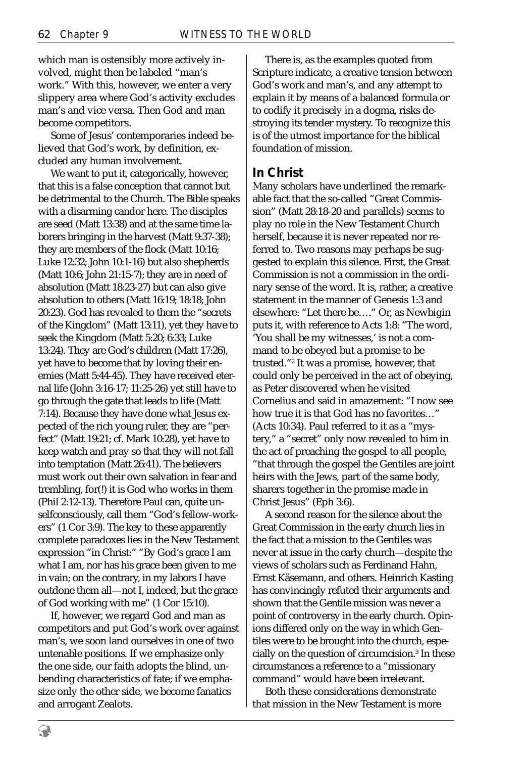which man is ostensibly more actively involved, might then be labeled "man's work." With this, however, we enter a very slippery area where God's activity excludes man's and vice versa. Then God and man become competitors.

Some of Jesus' contemporaries indeed believed that God's work, by definition, excluded any human involvement.

We want to put it, categorically, however, that this is a false conception that cannot but be detrimental to the Church. The Bible speaks with a disarming candor here. The disciples are seed (Matt 13:38) and at the same time laborers bringing in the harvest (Matt 9:37-38); they are members of the flock (Matt 10:16; Luke 12:32; John 10:1-16) but also shepherds (Matt 10:6; John 21:15-7); they are in need of absolution (Matt 18:23-27) but can also give absolution to others (Matt 16:19; 18:18; John 20:23). God has revealed to them the "secrets of the Kingdom" (Matt 13:11), yet they have to seek the Kingdom (Matt 5:20; 6:33; Luke 13:24). They are God's children (Matt 17:26), yet have to become that by loving their enemies (Matt 5:44-45). They have received eternal life (John 3:16-17; 11:25-26) yet still have to go through the gate that leads to life (Matt 7:14). Because they have done what Jesus expected of the rich young ruler, they are "perfect" (Matt 19:21; cf. Mark 10:28), yet have to keep watch and pray so that they will not fall into temptation (Matt 26:41). The believers must work out their own salvation in fear and trembling, for(!) it is God who works in them (Phil 2:12-13). Therefore Paul can, quite unselfconsciously, call them "God's fellow-workers" (1 Cor 3:9). The key to these apparently complete paradoxes lies in the New Testament expression "in Christ:" "By God's grace I am what I am, nor has his grace been given to me in vain; on the contrary, in my labors I have outdone them all—not I, indeed, but the grace of God working with me" (1 Cor 15:10).

If, however, we regard God and man as competitors and put God's work over against man's, we soon land ourselves in one of two untenable positions. If we emphasize only the one side, our faith adopts the blind, unbending characteristics of fate; if we emphasize only the other side, we become fanatics and arrogant Zealots.

There is, as the examples quoted from Scripture indicate, a creative tension between God's work and man's, and any attempt to explain it by means of a balanced formula or to codify it precisely in a dogma, risks destroying its tender mystery. To recognize this is of the utmost importance for the biblical foundation of mission.

## In Christ

Many scholars have underlined the remarkable fact that the so-called "Great Commission" (Matt 28:18-20 and parallels) seems to play no role in the New Testament Church herself, because it is never repeated nor referred to. Two reasons may perhaps be suggested to explain this silence. First, the Great Commission is not a commission in the ordinary sense of the word. It is, rather, a creative statement in the manner of Genesis 1:3 and elsewhere: "Let there be…." Or, as Newbigin puts it, with reference to Acts 1:8: "The word, 'You shall be my witnesses,' is not a command to be obeyed but a promise to be trusted."[2] It was a promise, however, that could only be perceived in the act of obeying, as Peter discovered when he visited Cornelius and said in amazement: "I now see how true it is that God has no favorites…" (Acts 10:34). Paul referred to it as a "mystery," a "secret" only now revealed to him in the act of preaching the gospel to all people, "that through the gospel the Gentiles are joint heirs with the Jews, part of the same body, sharers together in the promise made in Christ Jesus" (Eph 3:6).

A second reason for the silence about the Great Commission in the early church lies in the fact that a mission to the Gentiles was never at issue in the early church—despite the views of scholars such as Ferdinand Hahn, Ernst Käsemann, and others. Heinrich Kasting has convincingly refuted their arguments and shown that the Gentile mission was never a point of controversy in the early church. Opinions differed only on the way in which Gentiles were to be brought into the church, especially on the question of circumcision.[3] In these circumstances a reference to a "missionary command" would have been irrelevant.

Both these considerations demonstrate that mission in the New Testament is more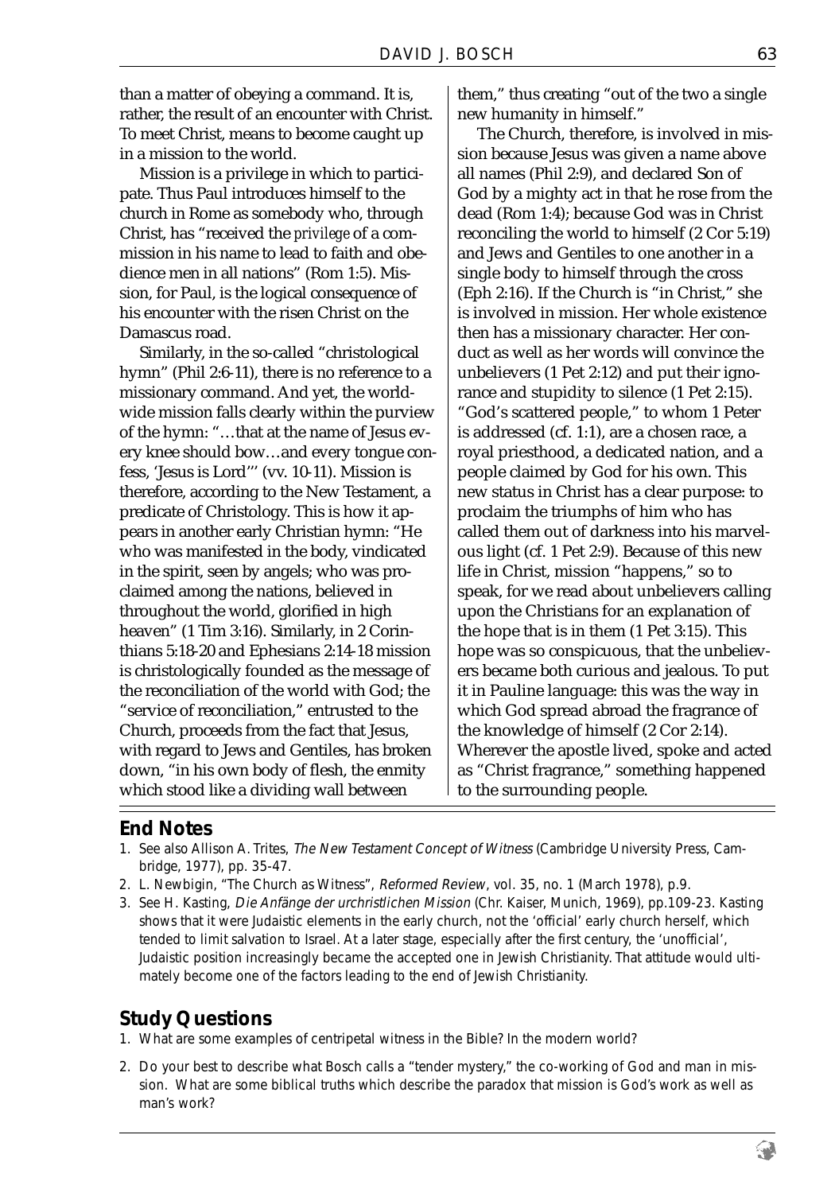than a matter of obeying a command. It is, rather, the result of an encounter with Christ. To meet Christ, means to become caught up in a mission to the world.

Mission is a privilege in which to participate. Thus Paul introduces himself to the church in Rome as somebody who, through Christ, has "received the *privilege* of a commission in his name to lead to faith and obedience men in all nations" (Rom 1:5). Mission, for Paul, is the logical consequence of his encounter with the risen Christ on the Damascus road.

Similarly, in the so-called "christological hymn" (Phil 2:6-11), there is no reference to a missionary command. And yet, the worldwide mission falls clearly within the purview of the hymn: "…that at the name of Jesus every knee should bow…and every tongue confess, 'Jesus is Lord'" (vv. 10-11). Mission is therefore, according to the New Testament, a predicate of Christology. This is how it appears in another early Christian hymn: "He who was manifested in the body, vindicated in the spirit, seen by angels; who was proclaimed among the nations, believed in throughout the world, glorified in high heaven" (1 Tim 3:16). Similarly, in 2 Corinthians 5:18-20 and Ephesians 2:14-18 mission is christologically founded as the message of the reconciliation of the world with God; the "service of reconciliation," entrusted to the Church, proceeds from the fact that Jesus, with regard to Jews and Gentiles, has broken down, "in his own body of flesh, the enmity which stood like a dividing wall between them," thus creating "out of the two a single new humanity in himself."

The Church, therefore, is involved in mission because Jesus was given a name above all names (Phil 2:9), and declared Son of God by a mighty act in that he rose from the dead (Rom 1:4); because God was in Christ reconciling the world to himself (2 Cor 5:19) and Jews and Gentiles to one another in a single body to himself through the cross (Eph 2:16). If the Church is "in Christ," she is involved in mission. Her whole existence then has a missionary character. Her conduct as well as her words will convince the unbelievers (1 Pet 2:12) and put their ignorance and stupidity to silence (1 Pet 2:15). "God's scattered people," to whom 1 Peter is addressed (cf. 1:1), are a chosen race, a royal priesthood, a dedicated nation, and a people claimed by God for his own. This new status in Christ has a clear purpose: to proclaim the triumphs of him who has called them out of darkness into his marvelous light (cf. 1 Pet 2:9). Because of this new life in Christ, mission "happens," so to speak, for we read about unbelievers calling upon the Christians for an explanation of the hope that is in them (1 Pet 3:15). This hope was so conspicuous, that the unbelievers became both curious and jealous. To put it in Pauline language: this was the way in which God spread abroad the fragrance of the knowledge of himself (2 Cor 2:14). Wherever the apostle lived, spoke and acted as "Christ fragrance," something happened to the surrounding people.

## End Notes

1. See also Allison A. Trites, *The New Testament Concept of Witness* (Cambridge University Press, Cambridge, 1977), pp. 35-47.
2. L. Newbigin, "The Church as Witness", *Reformed Review*, vol. 35, no. 1 (March 1978), p.9.
3. See H. Kasting, *Die Anfänge der urchristlichen Mission* (Chr. Kaiser, Munich, 1969), pp.109-23. Kasting shows that it were Judaistic elements in the early church, not the 'official' early church herself, which tended to limit salvation to Israel. At a later stage, especially after the first century, the 'unofficial', Judaistic position increasingly became the accepted one in Jewish Christianity. That attitude would ultimately become one of the factors leading to the end of Jewish Christianity.

## Study Questions

1. What are some examples of centripetal witness in the Bible? In the modern world?
2. Do your best to describe what Bosch calls a "tender mystery," the co-working of God and man in mission. What are some biblical truths which describe the paradox that mission is God's work as well as man's work?